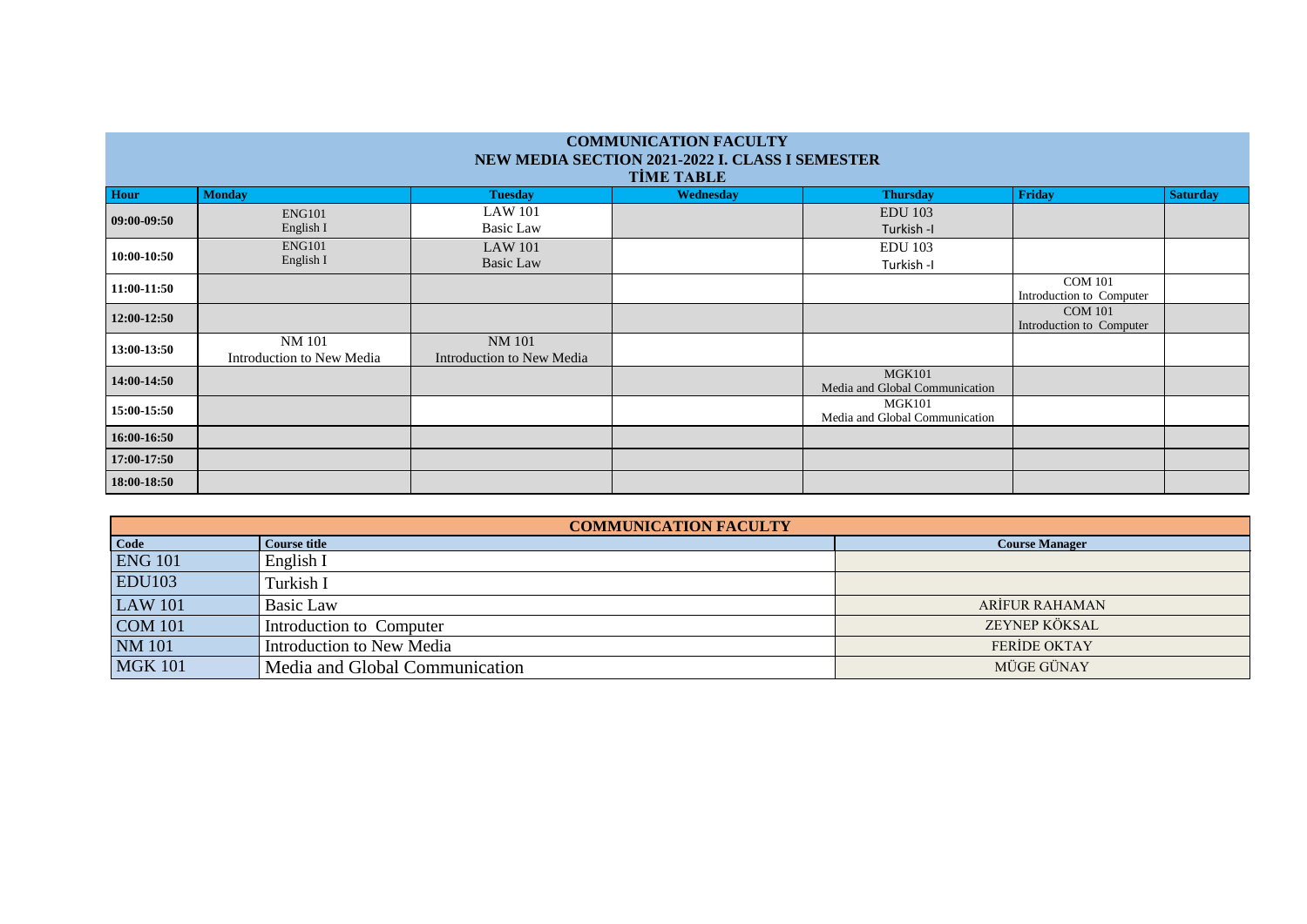# COMMUNICATION FACULTY
## NEW MEDIA SECTION 2021-2022 I. CLASS I SEMESTER
### TİME TABLE

| Hour | Monday | Tuesday | Wednesday | Thursday | Friday | Saturday |
|---|---|---|---|---|---|---|
| 09:00-09:50 | ENG101 English I | LAW 101 Basic Law | | EDU 103 Turkish -I | | |
| 10:00-10:50 | ENG101 English I | LAW 101 Basic Law | | EDU 103 Turkish -I | | |
| 11:00-11:50 | | | | | COM 101 Introduction to Computer | |
| 12:00-12:50 | | | | | COM 101 Introduction to Computer | |
| 13:00-13:50 | NM 101 Introduction to New Media | NM 101 Introduction to New Media | | | | |
| 14:00-14:50 | | | | MGK101 Media and Global Communication | | |
| 15:00-15:50 | | | | MGK101 Media and Global Communication | | |
| 16:00-16:50 | | | | | | |
| 17:00-17:50 | | | | | | |
| 18:00-18:50 | | | | | | |

## COMMUNICATION FACULTY

| Code | Course title | Course Manager |
|---|---|---|
| ENG 101 | English I | |
| EDU103 | Turkish I | |
| LAW 101 | Basic Law | ARİFUR RAHAMAN |
| COM 101 | Introduction to Computer | ZEYNEP KÖKSAL |
| NM 101 | Introduction to New Media | FERİDE OKTAY |
| MGK 101 | Media and Global Communication | MÜGE GÜNAY |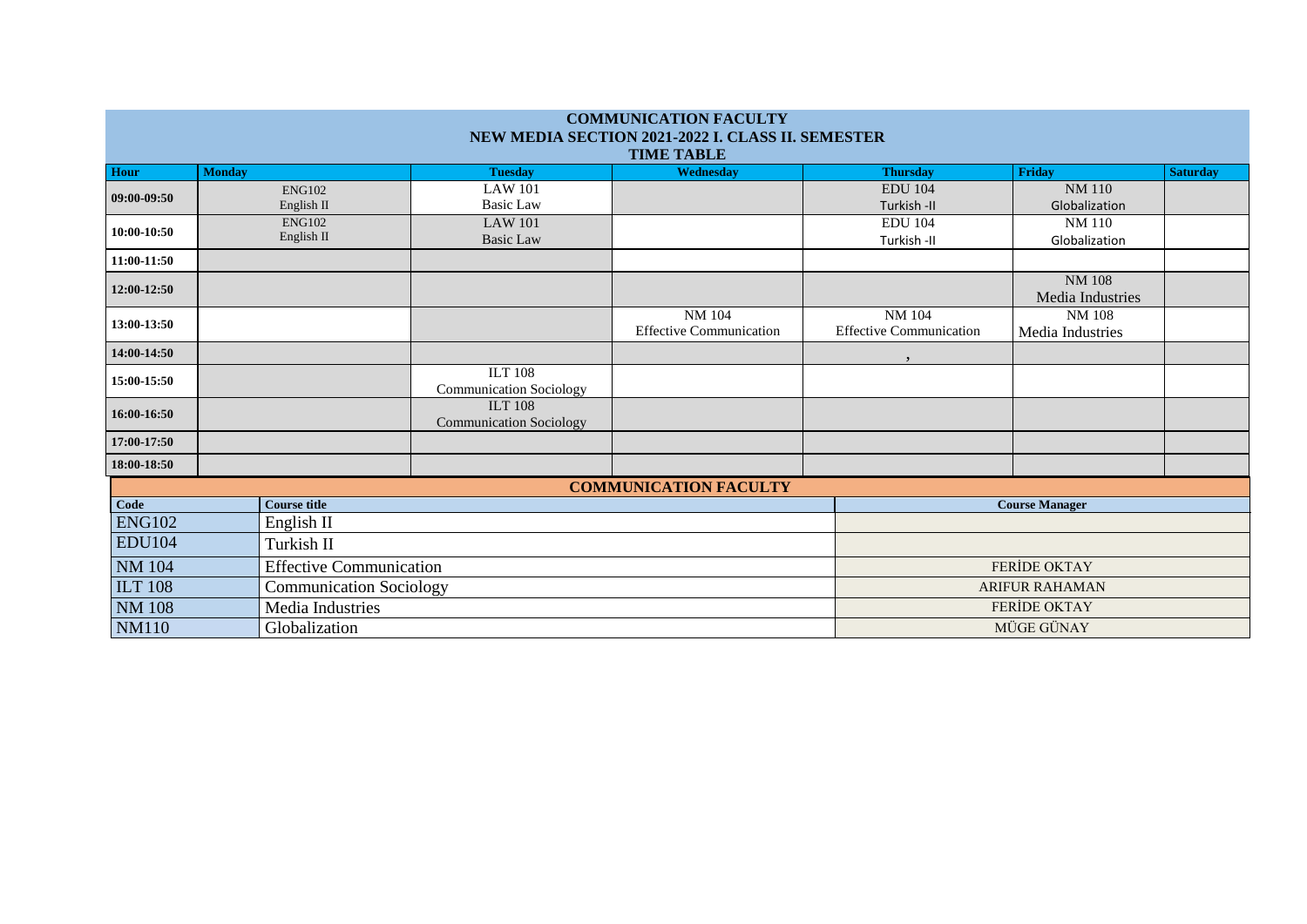# COMMUNICATION FACULTY
## NEW MEDIA SECTION 2021-2022 I. CLASS II. SEMESTER
### TIME TABLE

| Hour | Monday | Tuesday | Wednesday | Thursday | Friday | Saturday |
|---|---|---|---|---|---|---|
| 09:00-09:50 | ENG102 English II | LAW 101 Basic Law | | EDU 104 Turkish -II | NM 110 Globalization | |
| 10:00-10:50 | ENG102 English II | LAW 101 Basic Law | | EDU 104 Turkish -II | NM 110 Globalization | |
| 11:00-11:50 | | | | | | |
| 12:00-12:50 | | | | | NM 108 Media Industries | |
| 13:00-13:50 | | | NM 104 Effective Communication | NM 104 Effective Communication | NM 108 Media Industries | |
| 14:00-14:50 | | | | , | | |
| 15:00-15:50 | | ILT 108 Communication Sociology | | | | |
| 16:00-16:50 | | ILT 108 Communication Sociology | | | | |
| 17:00-17:50 | | | | | | |
| 18:00-18:50 | | | | | | |

## COMMUNICATION FACULTY

| Code | Course title | Course Manager |
|---|---|---|
| ENG102 | English II | |
| EDU104 | Turkish II | |
| NM 104 | Effective Communication | FERİDE OKTAY |
| ILT 108 | Communication Sociology | ARIFUR RAHAMAN |
| NM 108 | Media Industries | FERİDE OKTAY |
| NM110 | Globalization | MÜGE GÜNAY |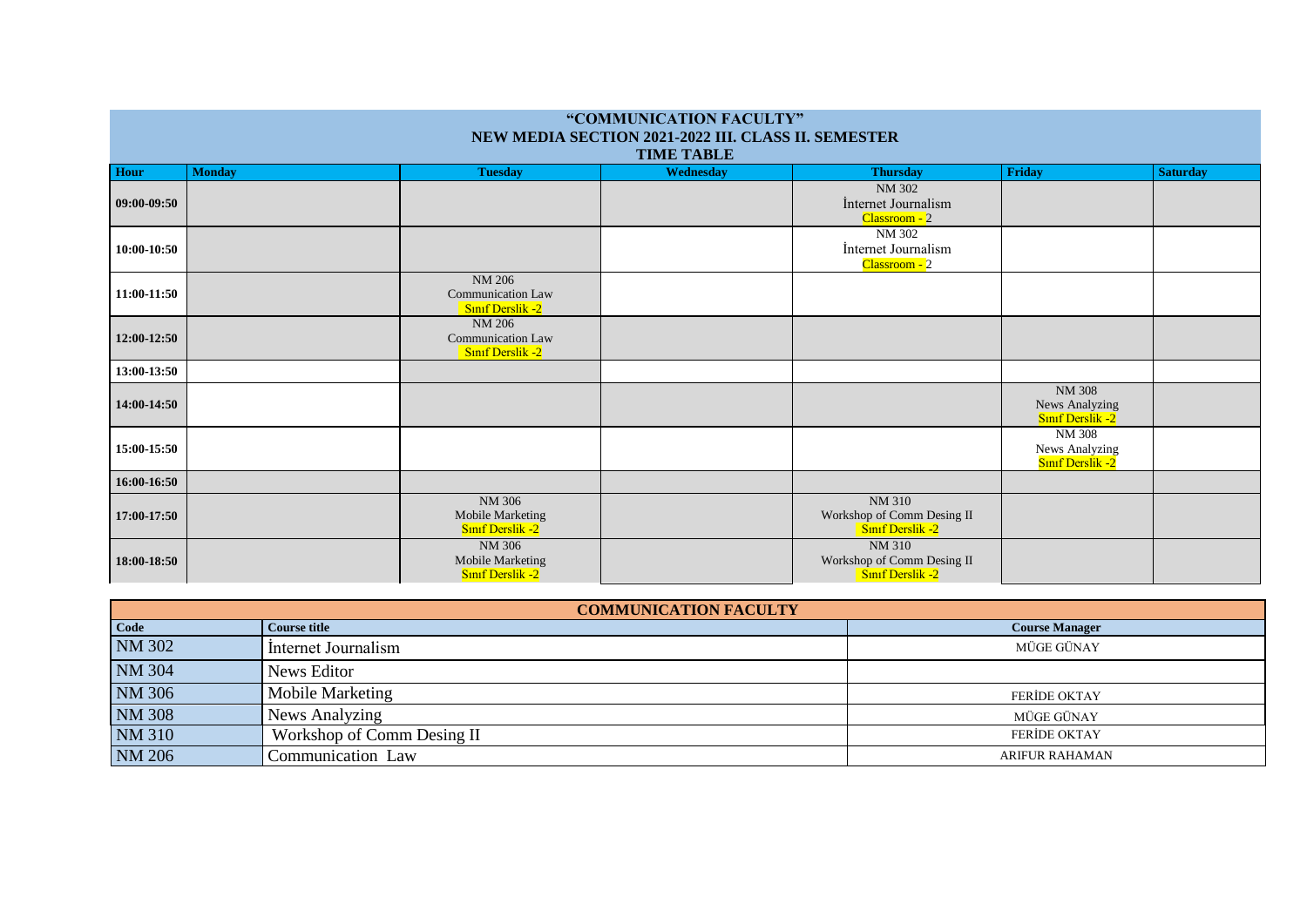# "COMMUNICATION FACULTY"

## NEW MEDIA SECTION 2021-2022 III. CLASS II. SEMESTER

### TIME TABLE

| Hour | Monday | Tuesday | Wednesday | Thursday | Friday | Saturday |
|---|---|---|---|---|---|---|
| 09:00-09:50 | | | | NM 302 İnternet Journalism Classroom - 2 | | |
| 10:00-10:50 | | | | NM 302 İnternet Journalism Classroom - 2 | | |
| 11:00-11:50 | | NM 206 Communication Law Sınıf Derslik -2 | | | | |
| 12:00-12:50 | | NM 206 Communication Law Sınıf Derslik -2 | | | | |
| 13:00-13:50 | | | | | | |
| 14:00-14:50 | | | | | NM 308 News Analyzing Sınıf Derslik -2 | |
| 15:00-15:50 | | | | | NM 308 News Analyzing Sınıf Derslik -2 | |
| 16:00-16:50 | | | | | | |
| 17:00-17:50 | | NM 306 Mobile Marketing Sınıf Derslik -2 | | NM 310 Workshop of Comm Desing II Sınıf Derslik -2 | | |
| 18:00-18:50 | | NM 306 Mobile Marketing Sınıf Derslik -2 | | NM 310 Workshop of Comm Desing II Sınıf Derslik -2 | | |

## COMMUNICATION FACULTY

| Code | Course title | Course Manager |
|---|---|---|
| NM 302 | İnternet Journalism | MÜGE GÜNAY |
| NM 304 | News Editor | |
| NM 306 | Mobile Marketing | FERİDE OKTAY |
| NM 308 | News Analyzing | MÜGE GÜNAY |
| NM 310 | Workshop of Comm Desing II | FERİDE OKTAY |
| NM 206 | Communication Law | ARIFUR RAHAMAN |